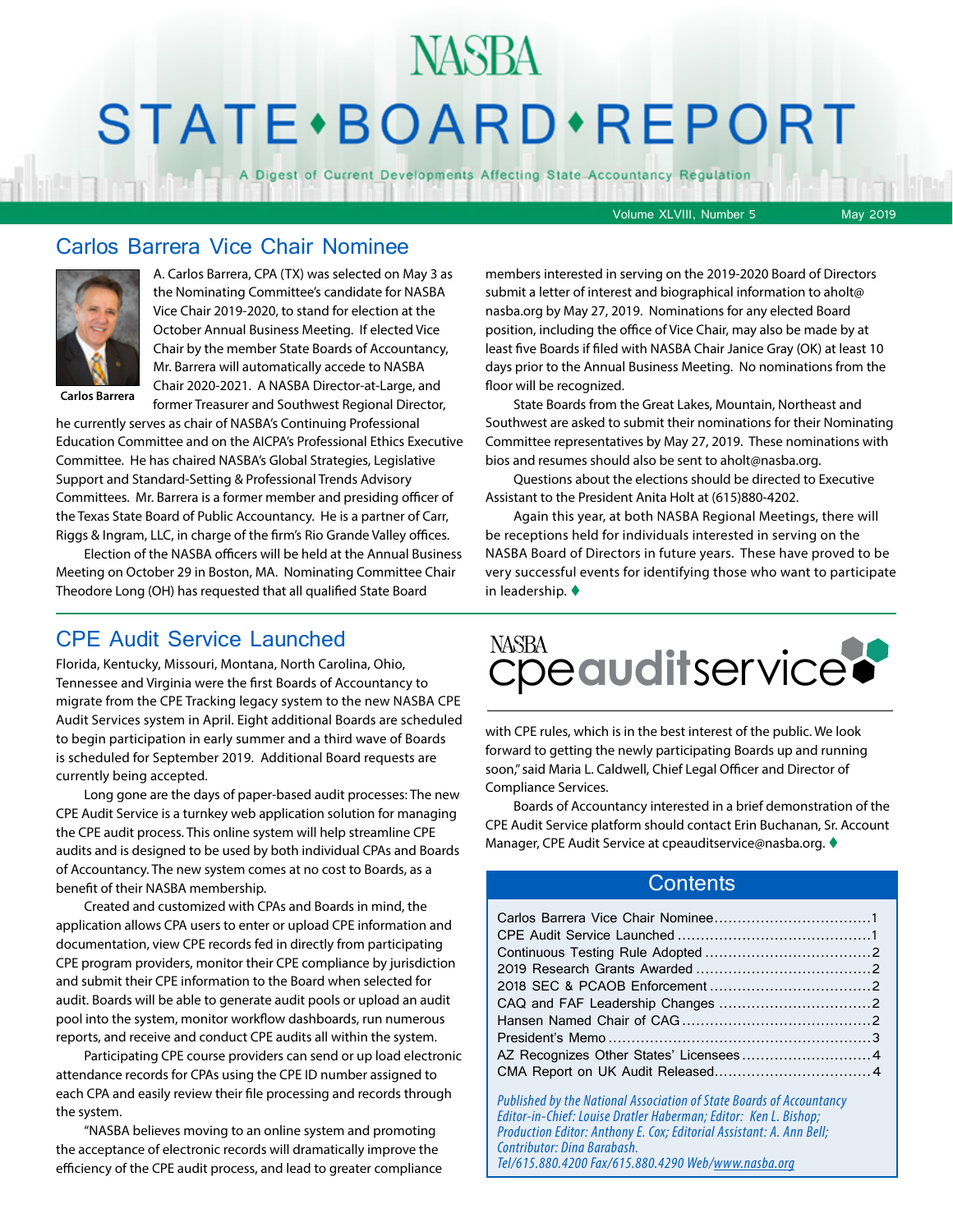# NASBA STATE•BOARD•REPORT

A Digest of Current Developments Affecting State Accountancy Regulation

Volume XLVIII, Number 5 — May 2019

## Carlos Barrera Vice Chair Nominee

Carlos Barrera

A. Carlos Barrera, CPA (TX) was selected on May 3 as the Nominating Committee's candidate for NASBA Vice Chair 2019-2020, to stand for election at the October Annual Business Meeting. If elected Vice Chair by the member State Boards of Accountancy, Mr. Barrera will automatically accede to NASBA Chair 2020-2021. A NASBA Director-at-Large, and former Treasurer and Southwest Regional Director, he currently serves as chair of NASBA's Continuing Professional Education Committee and on the AICPA's Professional Ethics Executive Committee. He has chaired NASBA's Global Strategies, Legislative Support and Standard-Setting & Professional Trends Advisory Committees. Mr. Barrera is a former member and presiding officer of the Texas State Board of Public Accountancy. He is a partner of Carr, Riggs & Ingram, LLC, in charge of the firm's Rio Grande Valley offices.

Election of the NASBA officers will be held at the Annual Business Meeting on October 29 in Boston, MA. Nominating Committee Chair Theodore Long (OH) has requested that all qualified State Board members interested in serving on the 2019-2020 Board of Directors submit a letter of interest and biographical information to aholt@nasba.org by May 27, 2019. Nominations for any elected Board position, including the office of Vice Chair, may also be made by at least five Boards if filed with NASBA Chair Janice Gray (OK) at least 10 days prior to the Annual Business Meeting. No nominations from the floor will be recognized.

State Boards from the Great Lakes, Mountain, Northeast and Southwest are asked to submit their nominations for their Nominating Committee representatives by May 27, 2019. These nominations with bios and resumes should also be sent to aholt@nasba.org.

Questions about the elections should be directed to Executive Assistant to the President Anita Holt at (615)880-4202.

Again this year, at both NASBA Regional Meetings, there will be receptions held for individuals interested in serving on the NASBA Board of Directors in future years. These have proved to be very successful events for identifying those who want to participate in leadership. ♦

## CPE Audit Service Launched

NASBA cpeauditservice

Florida, Kentucky, Missouri, Montana, North Carolina, Ohio, Tennessee and Virginia were the first Boards of Accountancy to migrate from the CPE Tracking legacy system to the new NASBA CPE Audit Services system in April. Eight additional Boards are scheduled to begin participation in early summer and a third wave of Boards is scheduled for September 2019. Additional Board requests are currently being accepted.

Long gone are the days of paper-based audit processes: The new CPE Audit Service is a turnkey web application solution for managing the CPE audit process. This online system will help streamline CPE audits and is designed to be used by both individual CPAs and Boards of Accountancy. The new system comes at no cost to Boards, as a benefit of their NASBA membership.

Created and customized with CPAs and Boards in mind, the application allows CPA users to enter or upload CPE information and documentation, view CPE records fed in directly from participating CPE program providers, monitor their CPE compliance by jurisdiction and submit their CPE information to the Board when selected for audit. Boards will be able to generate audit pools or upload an audit pool into the system, monitor workflow dashboards, run numerous reports, and receive and conduct CPE audits all within the system.

Participating CPE course providers can send or up load electronic attendance records for CPAs using the CPE ID number assigned to each CPA and easily review their file processing and records through the system.

"NASBA believes moving to an online system and promoting the acceptance of electronic records will dramatically improve the efficiency of the CPE audit process, and lead to greater compliance with CPE rules, which is in the best interest of the public. We look forward to getting the newly participating Boards up and running soon," said Maria L. Caldwell, Chief Legal Officer and Director of Compliance Services.

Boards of Accountancy interested in a brief demonstration of the CPE Audit Service platform should contact Erin Buchanan, Sr. Account Manager, CPE Audit Service at cpeauditservice@nasba.org. ♦

## Contents

| | |
|---|---|
| Carlos Barrera Vice Chair Nominee | 1 |
| CPE Audit Service Launched | 1 |
| Continuous Testing Rule Adopted | 2 |
| 2019 Research Grants Awarded | 2 |
| 2018 SEC & PCAOB Enforcement | 2 |
| CAQ and FAF Leadership Changes | 2 |
| Hansen Named Chair of CAG | 2 |
| President's Memo | 3 |
| AZ Recognizes Other States' Licensees | 4 |
| CMA Report on UK Audit Released | 4 |

*Published by the National Association of State Boards of Accountancy*
*Editor-in-Chief: Louise Dratler Haberman; Editor: Ken L. Bishop;*
*Production Editor: Anthony E. Cox; Editorial Assistant: A. Ann Bell;*
*Contributor: Dina Barabash.*
*Tel/615.880.4200 Fax/615.880.4290 Web/www.nasba.org*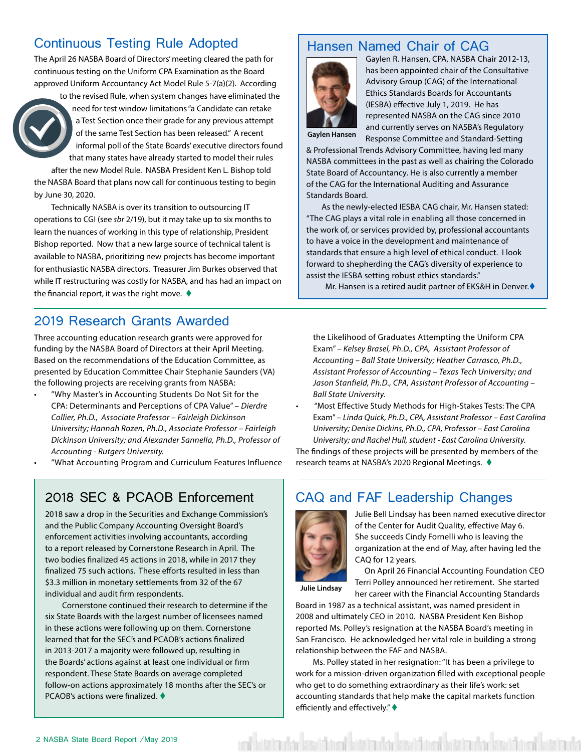## Continuous Testing Rule Adopted

The April 26 NASBA Board of Directors' meeting cleared the path for continuous testing on the Uniform CPA Examination as the Board approved Uniform Accountancy Act Model Rule 5-7(a)(2). According to the revised Rule, when system changes have eliminated the need for test window limitations "a Candidate can retake a Test Section once their grade for any previous attempt of the same Test Section has been released." A recent informal poll of the State Boards' executive directors found that many states have already started to model their rules after the new Model Rule. NASBA President Ken L. Bishop told the NASBA Board that plans now call for continuous testing to begin by June 30, 2020.

Technically NASBA is over its transition to outsourcing IT operations to CGI (see *sbr* 2/19), but it may take up to six months to learn the nuances of working in this type of relationship, President Bishop reported. Now that a new large source of technical talent is available to NASBA, prioritizing new projects has become important for enthusiastic NASBA directors. Treasurer Jim Burkes observed that while IT restructuring was costly for NASBA, and has had an impact on the financial report, it was the right move. ♦

## Hansen Named Chair of CAG

Gaylen Hansen

Gaylen R. Hansen, CPA, NASBA Chair 2012-13, has been appointed chair of the Consultative Advisory Group (CAG) of the International Ethics Standards Boards for Accountants (IESBA) effective July 1, 2019. He has represented NASBA on the CAG since 2010 and currently serves on NASBA's Regulatory Response Committee and Standard-Setting & Professional Trends Advisory Committee, having led many NASBA committees in the past as well as chairing the Colorado State Board of Accountancy. He is also currently a member of the CAG for the International Auditing and Assurance Standards Board.

As the newly-elected IESBA CAG chair, Mr. Hansen stated: "The CAG plays a vital role in enabling all those concerned in the work of, or services provided by, professional accountants to have a voice in the development and maintenance of standards that ensure a high level of ethical conduct. I look forward to shepherding the CAG's diversity of experience to assist the IESBA setting robust ethics standards."

Mr. Hansen is a retired audit partner of EKS&H in Denver. ♦

## 2019 Research Grants Awarded

Three accounting education research grants were approved for funding by the NASBA Board of Directors at their April Meeting. Based on the recommendations of the Education Committee, as presented by Education Committee Chair Stephanie Saunders (VA) the following projects are receiving grants from NASBA:

- "Why Master's in Accounting Students Do Not Sit for the CPA: Determinants and Perceptions of CPA Value" – *Dierdre Collier, Ph.D., Associate Professor – Fairleigh Dickinson University; Hannah Rozen, Ph.D., Associate Professor – Fairleigh Dickinson University; and Alexander Sannella, Ph.D., Professor of Accounting - Rutgers University.*
- "What Accounting Program and Curriculum Features Influence the Likelihood of Graduates Attempting the Uniform CPA Exam" – *Kelsey Brasel, Ph.D., CPA, Assistant Professor of Accounting – Ball State University; Heather Carrasco, Ph.D., Assistant Professor of Accounting – Texas Tech University; and Jason Stanfield, Ph.D., CPA, Assistant Professor of Accounting – Ball State University.*
- "Most Effective Study Methods for High-Stakes Tests: The CPA Exam" – *Linda Quick, Ph.D., CPA, Assistant Professor – East Carolina University; Denise Dickins, Ph.D., CPA, Professor – East Carolina University; and Rachel Hull, student - East Carolina University.*

The findings of these projects will be presented by members of the research teams at NASBA's 2020 Regional Meetings. ♦

## 2018 SEC & PCAOB Enforcement

2018 saw a drop in the Securities and Exchange Commission's and the Public Company Accounting Oversight Board's enforcement activities involving accountants, according to a report released by Cornerstone Research in April. The two bodies finalized 45 actions in 2018, while in 2017 they finalized 75 such actions. These efforts resulted in less than $3.3 million in monetary settlements from 32 of the 67 individual and audit firm respondents.

Cornerstone continued their research to determine if the six State Boards with the largest number of licensees named in these actions were following up on them. Cornerstone learned that for the SEC's and PCAOB's actions finalized in 2013-2017 a majority were followed up, resulting in the Boards' actions against at least one individual or firm respondent. These State Boards on average completed follow-on actions approximately 18 months after the SEC's or PCAOB's actions were finalized. ♦

## CAQ and FAF Leadership Changes

Julie Lindsay

Julie Bell Lindsay has been named executive director of the Center for Audit Quality, effective May 6. She succeeds Cindy Fornelli who is leaving the organization at the end of May, after having led the CAQ for 12 years.

On April 26 Financial Accounting Foundation CEO Terri Polley announced her retirement. She started her career with the Financial Accounting Standards Board in 1987 as a technical assistant, was named president in 2008 and ultimately CEO in 2010. NASBA President Ken Bishop reported Ms. Polley's resignation at the NASBA Board's meeting in San Francisco. He acknowledged her vital role in building a strong relationship between the FAF and NASBA.

Ms. Polley stated in her resignation: "It has been a privilege to work for a mission-driven organization filled with exceptional people who get to do something extraordinary as their life's work: set accounting standards that help make the capital markets function efficiently and effectively." ♦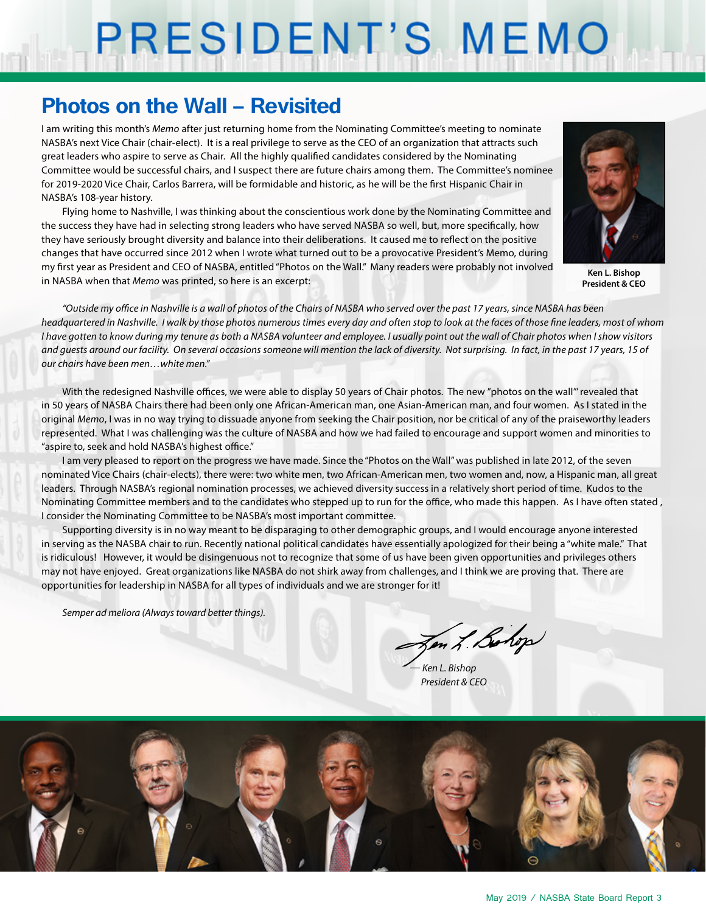# PRESIDENT'S MEMO

## Photos on the Wall – Revisited

I am writing this month's *Memo* after just returning home from the Nominating Committee's meeting to nominate NASBA's next Vice Chair (chair-elect). It is a real privilege to serve as the CEO of an organization that attracts such great leaders who aspire to serve as Chair. All the highly qualified candidates considered by the Nominating Committee would be successful chairs, and I suspect there are future chairs among them. The Committee's nominee for 2019-2020 Vice Chair, Carlos Barrera, will be formidable and historic, as he will be the first Hispanic Chair in NASBA's 108-year history.

Flying home to Nashville, I was thinking about the conscientious work done by the Nominating Committee and the success they have had in selecting strong leaders who have served NASBA so well, but, more specifically, how they have seriously brought diversity and balance into their deliberations. It caused me to reflect on the positive changes that have occurred since 2012 when I wrote what turned out to be a provocative President's Memo, during my first year as President and CEO of NASBA, entitled "Photos on the Wall." Many readers were probably not involved in NASBA when that *Memo* was printed, so here is an excerpt:

**Ken L. Bishop**
**President & CEO**

*"Outside my office in Nashville is a wall of photos of the Chairs of NASBA who served over the past 17 years, since NASBA has been headquartered in Nashville. I walk by those photos numerous times every day and often stop to look at the faces of those fine leaders, most of whom I have gotten to know during my tenure as both a NASBA volunteer and employee. I usually point out the wall of Chair photos when I show visitors and guests around our facility. On several occasions someone will mention the lack of diversity. Not surprising. In fact, in the past 17 years, 15 of our chairs have been men…white men."*

With the redesigned Nashville offices, we were able to display 50 years of Chair photos. The new "photos on the wall'" revealed that in 50 years of NASBA Chairs there had been only one African-American man, one Asian-American man, and four women. As I stated in the original *Memo*, I was in no way trying to dissuade anyone from seeking the Chair position, nor be critical of any of the praiseworthy leaders represented. What I was challenging was the culture of NASBA and how we had failed to encourage and support women and minorities to "aspire to, seek and hold NASBA's highest office."

I am very pleased to report on the progress we have made. Since the "Photos on the Wall" was published in late 2012, of the seven nominated Vice Chairs (chair-elects), there were: two white men, two African-American men, two women and, now, a Hispanic man, all great leaders. Through NASBA's regional nomination processes, we achieved diversity success in a relatively short period of time. Kudos to the Nominating Committee members and to the candidates who stepped up to run for the office, who made this happen. As I have often stated , I consider the Nominating Committee to be NASBA's most important committee.

Supporting diversity is in no way meant to be disparaging to other demographic groups, and I would encourage anyone interested in serving as the NASBA chair to run. Recently national political candidates have essentially apologized for their being a "white male." That is ridiculous! However, it would be disingenuous not to recognize that some of us have been given opportunities and privileges others may not have enjoyed. Great organizations like NASBA do not shirk away from challenges, and I think we are proving that. There are opportunities for leadership in NASBA for all types of individuals and we are stronger for it!

*Semper ad meliora (Always toward better things).*

*— Ken L. Bishop*
*President & CEO*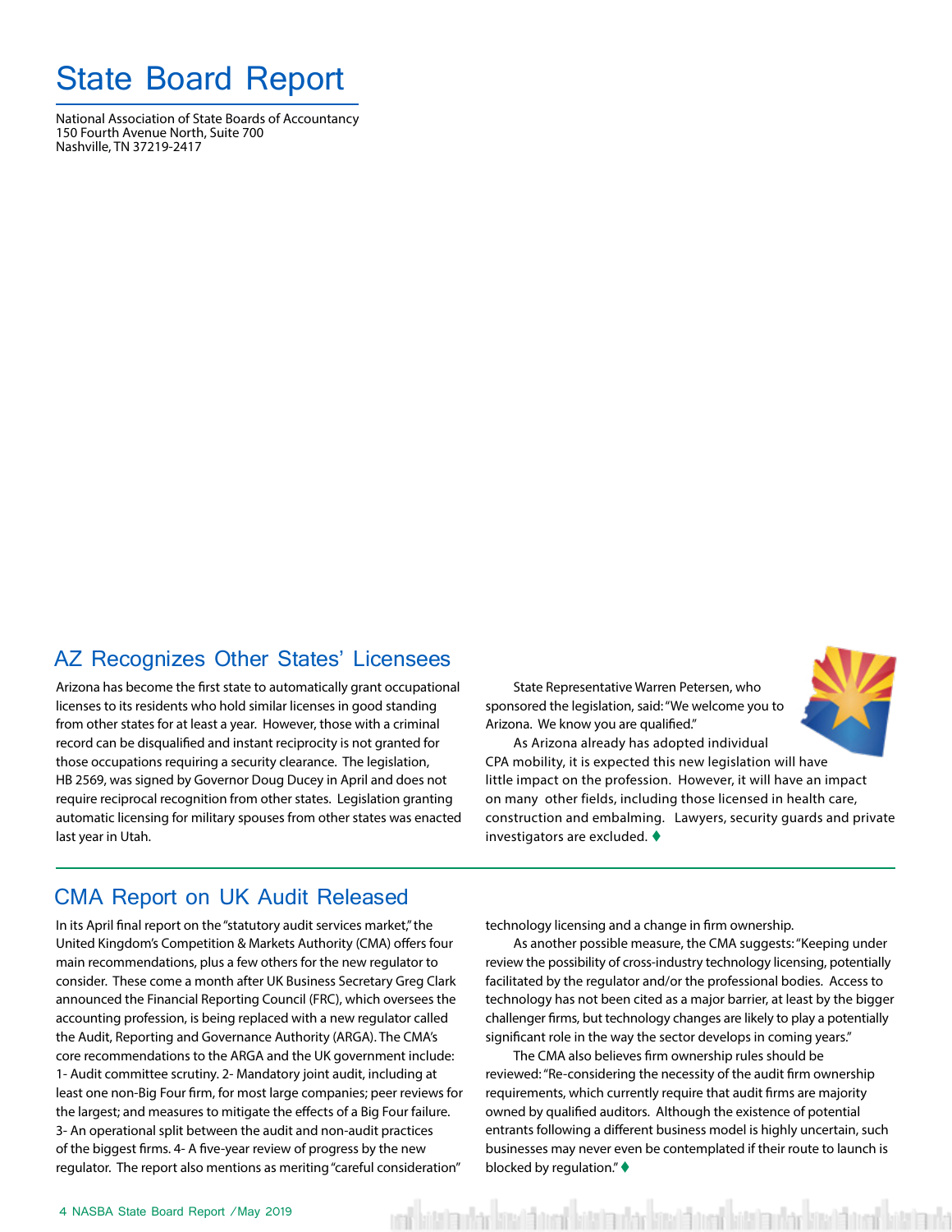# State Board Report

National Association of State Boards of Accountancy
150 Fourth Avenue North, Suite 700
Nashville, TN 37219-2417

## AZ Recognizes Other States' Licensees

Arizona has become the first state to automatically grant occupational licenses to its residents who hold similar licenses in good standing from other states for at least a year. However, those with a criminal record can be disqualified and instant reciprocity is not granted for those occupations requiring a security clearance. The legislation, HB 2569, was signed by Governor Doug Ducey in April and does not require reciprocal recognition from other states. Legislation granting automatic licensing for military spouses from other states was enacted last year in Utah.

State Representative Warren Petersen, who sponsored the legislation, said: "We welcome you to Arizona. We know you are qualified."

As Arizona already has adopted individual CPA mobility, it is expected this new legislation will have little impact on the profession. However, it will have an impact on many other fields, including those licensed in health care, construction and embalming. Lawyers, security guards and private investigators are excluded. ♦

## CMA Report on UK Audit Released

In its April final report on the "statutory audit services market," the United Kingdom's Competition & Markets Authority (CMA) offers four main recommendations, plus a few others for the new regulator to consider. These come a month after UK Business Secretary Greg Clark announced the Financial Reporting Council (FRC), which oversees the accounting profession, is being replaced with a new regulator called the Audit, Reporting and Governance Authority (ARGA). The CMA's core recommendations to the ARGA and the UK government include: 1- Audit committee scrutiny. 2- Mandatory joint audit, including at least one non-Big Four firm, for most large companies; peer reviews for the largest; and measures to mitigate the effects of a Big Four failure. 3- An operational split between the audit and non-audit practices of the biggest firms. 4- A five-year review of progress by the new regulator. The report also mentions as meriting "careful consideration" technology licensing and a change in firm ownership.

As another possible measure, the CMA suggests: "Keeping under review the possibility of cross-industry technology licensing, potentially facilitated by the regulator and/or the professional bodies. Access to technology has not been cited as a major barrier, at least by the bigger challenger firms, but technology changes are likely to play a potentially significant role in the way the sector develops in coming years."

The CMA also believes firm ownership rules should be reviewed: "Re-considering the necessity of the audit firm ownership requirements, which currently require that audit firms are majority owned by qualified auditors. Although the existence of potential entrants following a different business model is highly uncertain, such businesses may never even be contemplated if their route to launch is blocked by regulation." ♦